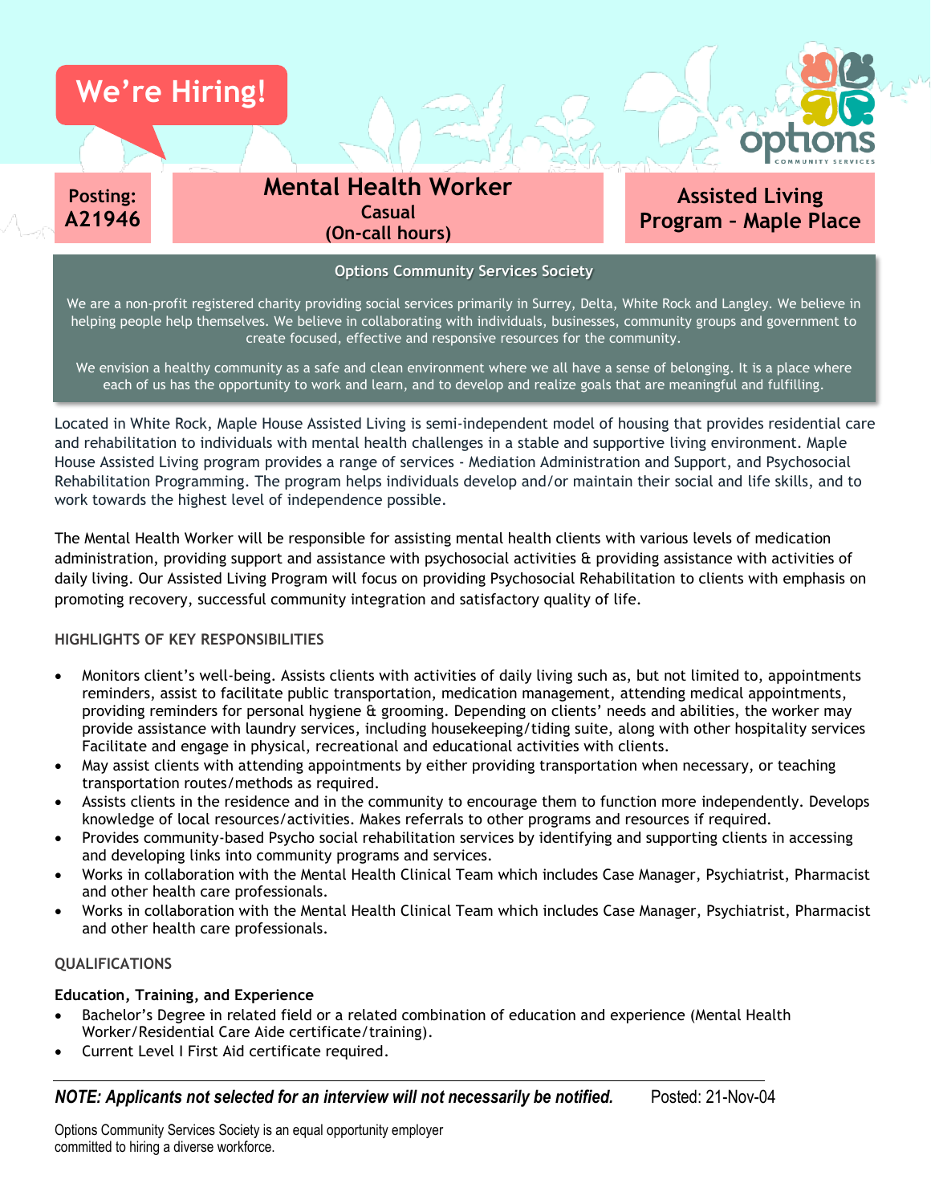We're Hiring!

**Posting: A21946**

# Mental Health Worker

**Casual**
**(On-call hours)**

**Assisted Living Program – Maple Place**

### Options Community Services Society

We are a non-profit registered charity providing social services primarily in Surrey, Delta, White Rock and Langley. We believe in helping people help themselves. We believe in collaborating with individuals, businesses, community groups and government to create focused, effective and responsive resources for the community.

We envision a healthy community as a safe and clean environment where we all have a sense of belonging. It is a place where each of us has the opportunity to work and learn, and to develop and realize goals that are meaningful and fulfilling.

Located in White Rock, Maple House Assisted Living is semi-independent model of housing that provides residential care and rehabilitation to individuals with mental health challenges in a stable and supportive living environment. Maple House Assisted Living program provides a range of services - Mediation Administration and Support, and Psychosocial Rehabilitation Programming. The program helps individuals develop and/or maintain their social and life skills, and to work towards the highest level of independence possible.

The Mental Health Worker will be responsible for assisting mental health clients with various levels of medication administration, providing support and assistance with psychosocial activities & providing assistance with activities of daily living. Our Assisted Living Program will focus on providing Psychosocial Rehabilitation to clients with emphasis on promoting recovery, successful community integration and satisfactory quality of life.

### HIGHLIGHTS OF KEY RESPONSIBILITIES

- Monitors client's well-being. Assists clients with activities of daily living such as, but not limited to, appointments reminders, assist to facilitate public transportation, medication management, attending medical appointments, providing reminders for personal hygiene & grooming. Depending on clients' needs and abilities, the worker may provide assistance with laundry services, including housekeeping/tiding suite, along with other hospitality services Facilitate and engage in physical, recreational and educational activities with clients.
- May assist clients with attending appointments by either providing transportation when necessary, or teaching transportation routes/methods as required.
- Assists clients in the residence and in the community to encourage them to function more independently. Develops knowledge of local resources/activities. Makes referrals to other programs and resources if required.
- Provides community-based Psycho social rehabilitation services by identifying and supporting clients in accessing and developing links into community programs and services.
- Works in collaboration with the Mental Health Clinical Team which includes Case Manager, Psychiatrist, Pharmacist and other health care professionals.
- Works in collaboration with the Mental Health Clinical Team which includes Case Manager, Psychiatrist, Pharmacist and other health care professionals.

### QUALIFICATIONS

**Education, Training, and Experience**

- Bachelor's Degree in related field or a related combination of education and experience (Mental Health Worker/Residential Care Aide certificate/training).
- Current Level I First Aid certificate required.

***NOTE: Applicants not selected for an interview will not necessarily be notified.*** Posted: 21-Nov-04

Options Community Services Society is an equal opportunity employer committed to hiring a diverse workforce.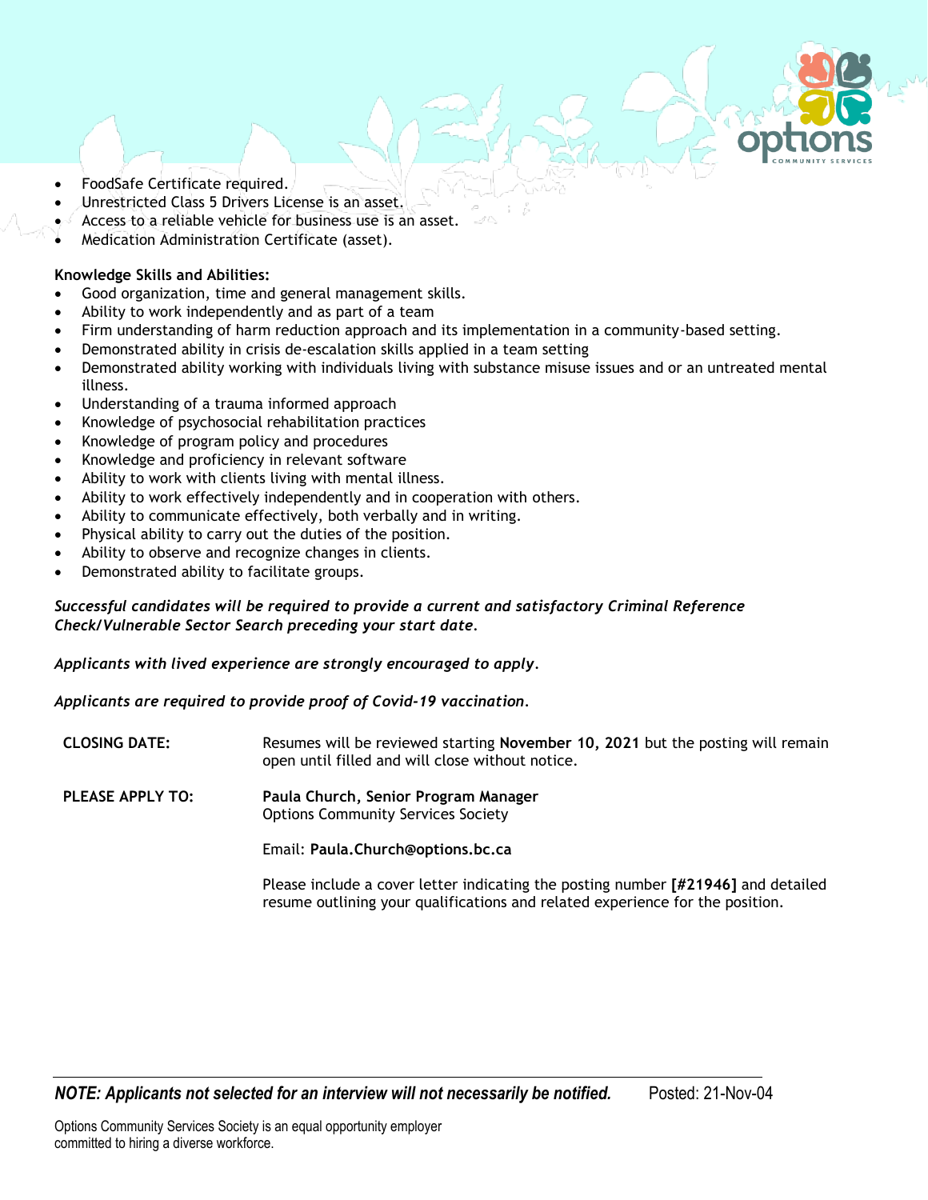- FoodSafe Certificate required.
- Unrestricted Class 5 Drivers License is an asset.
- Access to a reliable vehicle for business use is an asset.
- Medication Administration Certificate (asset).

**Knowledge Skills and Abilities:**

- Good organization, time and general management skills.
- Ability to work independently and as part of a team
- Firm understanding of harm reduction approach and its implementation in a community-based setting.
- Demonstrated ability in crisis de-escalation skills applied in a team setting
- Demonstrated ability working with individuals living with substance misuse issues and or an untreated mental illness.
- Understanding of a trauma informed approach
- Knowledge of psychosocial rehabilitation practices
- Knowledge of program policy and procedures
- Knowledge and proficiency in relevant software
- Ability to work with clients living with mental illness.
- Ability to work effectively independently and in cooperation with others.
- Ability to communicate effectively, both verbally and in writing.
- Physical ability to carry out the duties of the position.
- Ability to observe and recognize changes in clients.
- Demonstrated ability to facilitate groups.

***Successful candidates will be required to provide a current and satisfactory Criminal Reference Check/Vulnerable Sector Search preceding your start date.***

***Applicants with lived experience are strongly encouraged to apply.***

***Applicants are required to provide proof of Covid-19 vaccination.***

**CLOSING DATE:** Resumes will be reviewed starting **November 10, 2021** but the posting will remain open until filled and will close without notice.

**PLEASE APPLY TO:** **Paula Church, Senior Program Manager**
Options Community Services Society

Email: **Paula.Church@options.bc.ca**

Please include a cover letter indicating the posting number **[#21946]** and detailed resume outlining your qualifications and related experience for the position.

***NOTE: Applicants not selected for an interview will not necessarily be notified.*** Posted: 21-Nov-04

Options Community Services Society is an equal opportunity employer committed to hiring a diverse workforce.